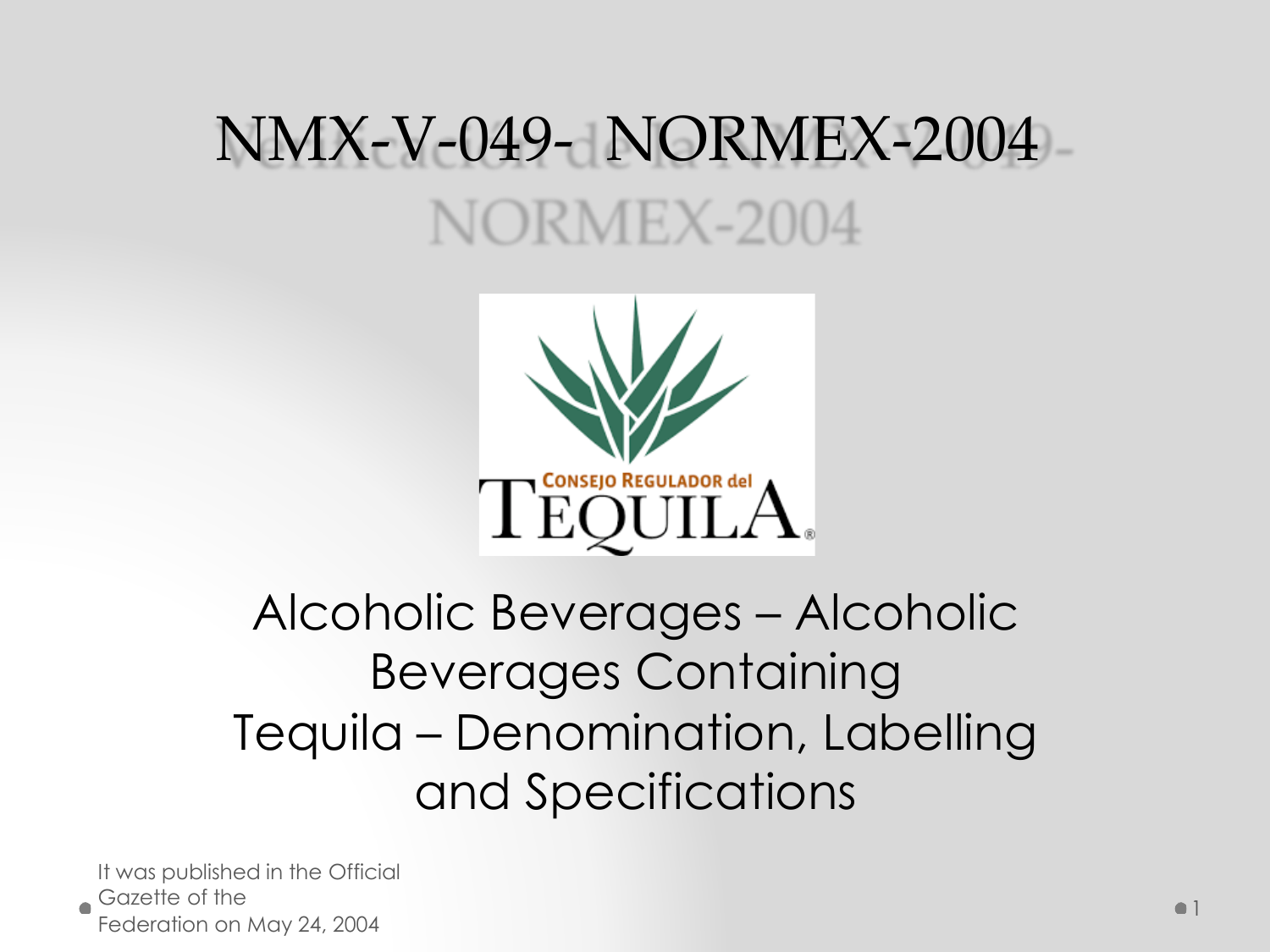# NMX-V-049- NORMEX-2004

Alcoholic Beverages – Alcoholic Beverages Containing Tequila – Denomination, Labelling and Specifications

It was published in the Official Gazette of the Federation on May 24, 2004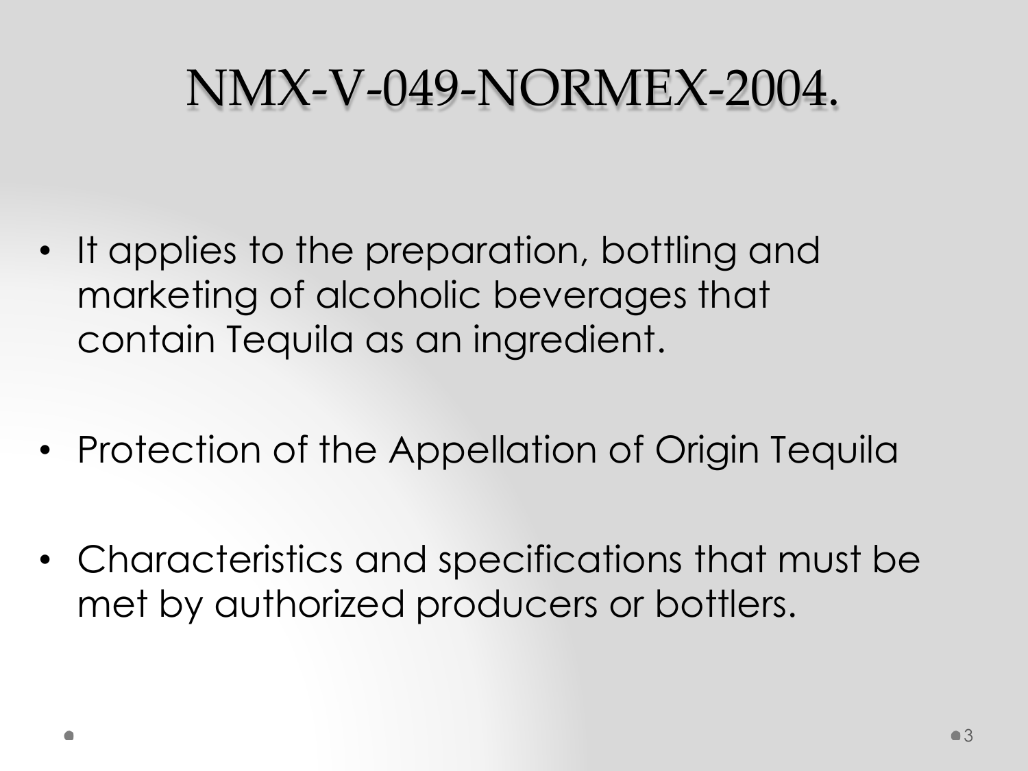# NMX-V-049-NORMEX-2004.

- It applies to the preparation, bottling and marketing of alcoholic beverages that contain Tequila as an ingredient.
- Protection of the Appellation of Origin Tequila
- Characteristics and specifications that must be met by authorized producers or bottlers.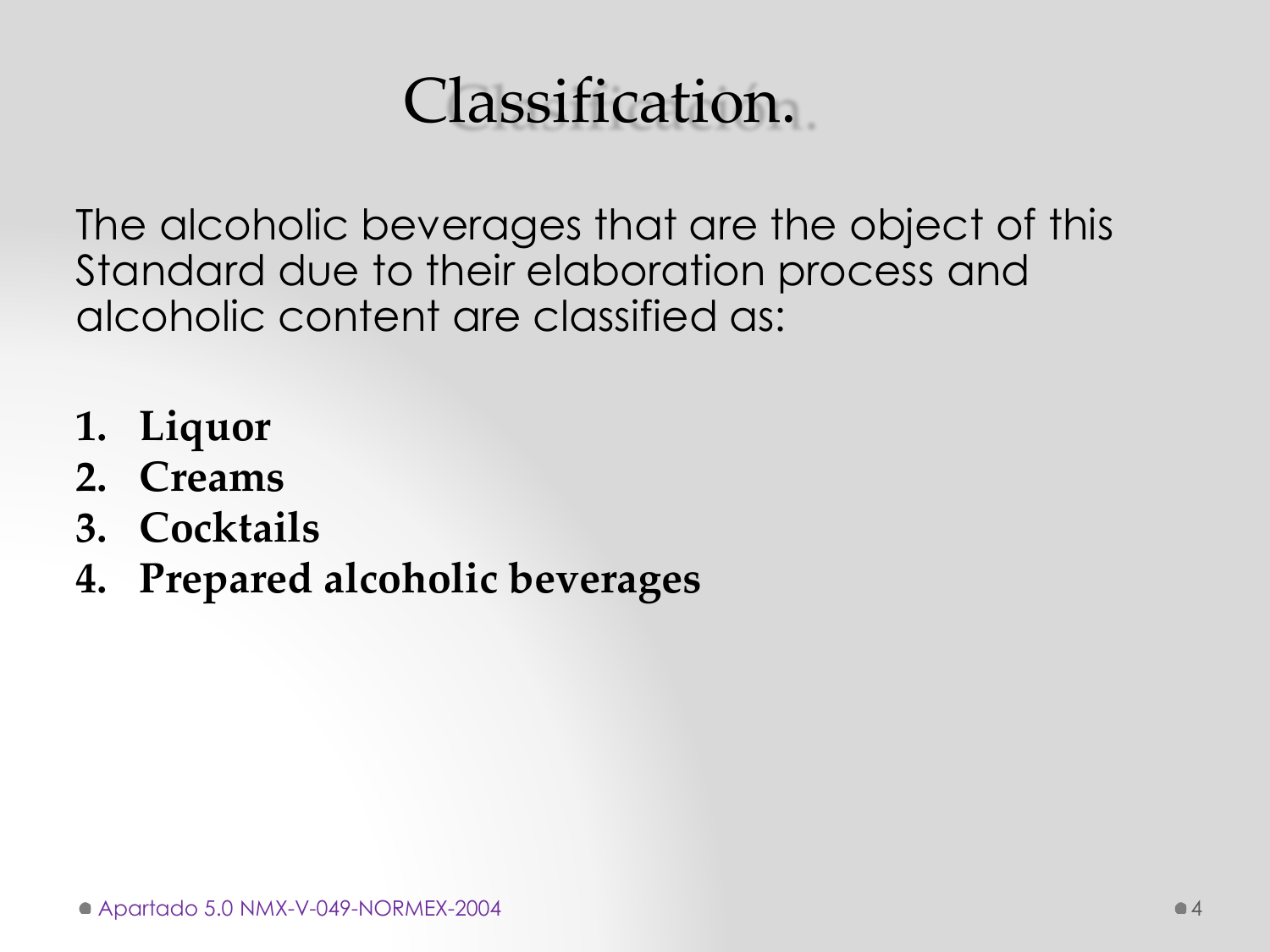# Classification.

The alcoholic beverages that are the object of this Standard due to their elaboration process and alcoholic content are classified as:

1. **Liquor**
2. **Creams**
3. **Cocktails**
4. **Prepared alcoholic beverages**

Apartado 5.0 NMX-V-049-NORMEX-2004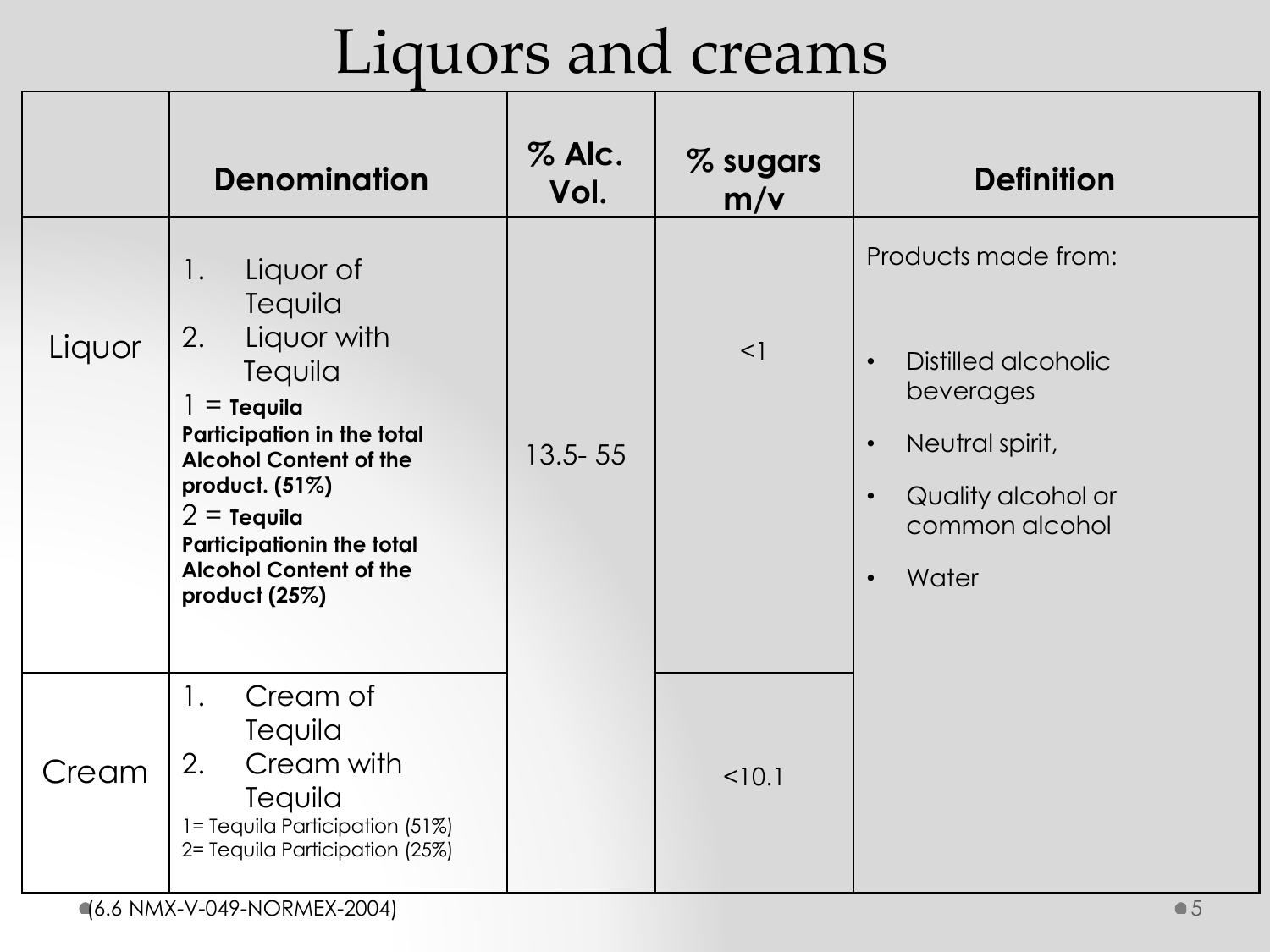# Liquors and creams

| | Denomination | % Alc. Vol. | % sugars m/v | Definition |
|---|---|---|---|---|
| Liquor | 1. Liquor of Tequila<br>2. Liquor with Tequila<br>1 = **Tequila Participation in the total Alcohol Content of the product. (51%)**<br>2 = **Tequila Participationin the total Alcohol Content of the product (25%)** | 13.5- 55 | <1 | Products made from:<br>• Distilled alcoholic beverages<br>• Neutral spirit,<br>• Quality alcohol or common alcohol<br>• Water |
| Cream | 1. Cream of Tequila<br>2. Cream with Tequila<br>1= Tequila Participation (51%)<br>2= Tequila Participation (25%) | | <10.1 | |

(6.6 NMX-V-049-NORMEX-2004)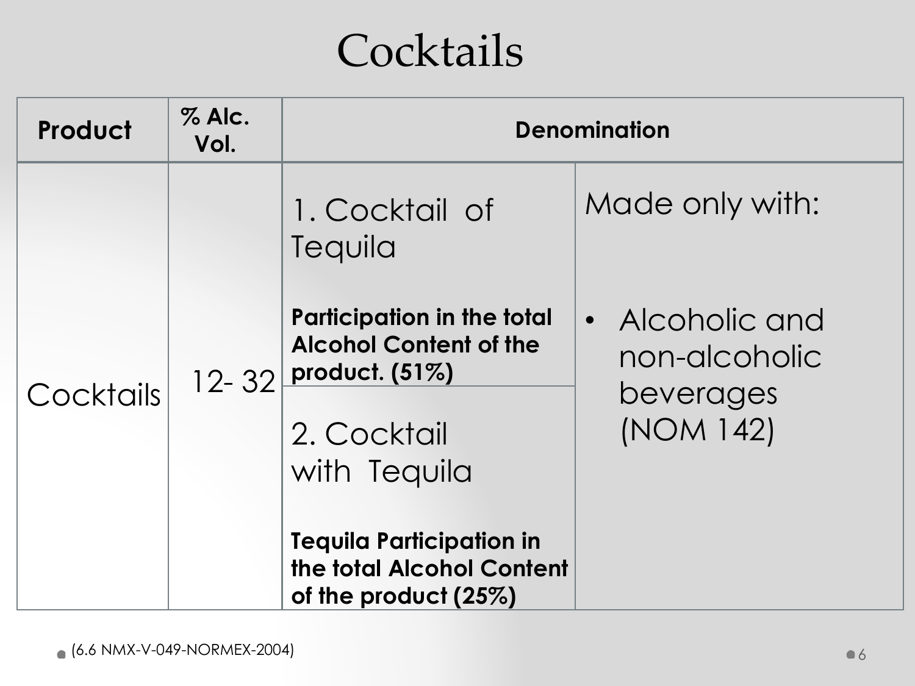# Cocktails

| Product | % Alc. Vol. | Denomination | |
|---|---|---|---|
| Cocktails | 12- 32 | 1. Cocktail of Tequila<br><br>**Participation in the total Alcohol Content of the product. (51%)** | Made only with:<br><br>• Alcoholic and non-alcoholic beverages (NOM 142) |
| | | 2. Cocktail with Tequila<br><br>**Tequila Participation in the total Alcohol Content of the product (25%)** | |

(6.6 NMX-V-049-NORMEX-2004)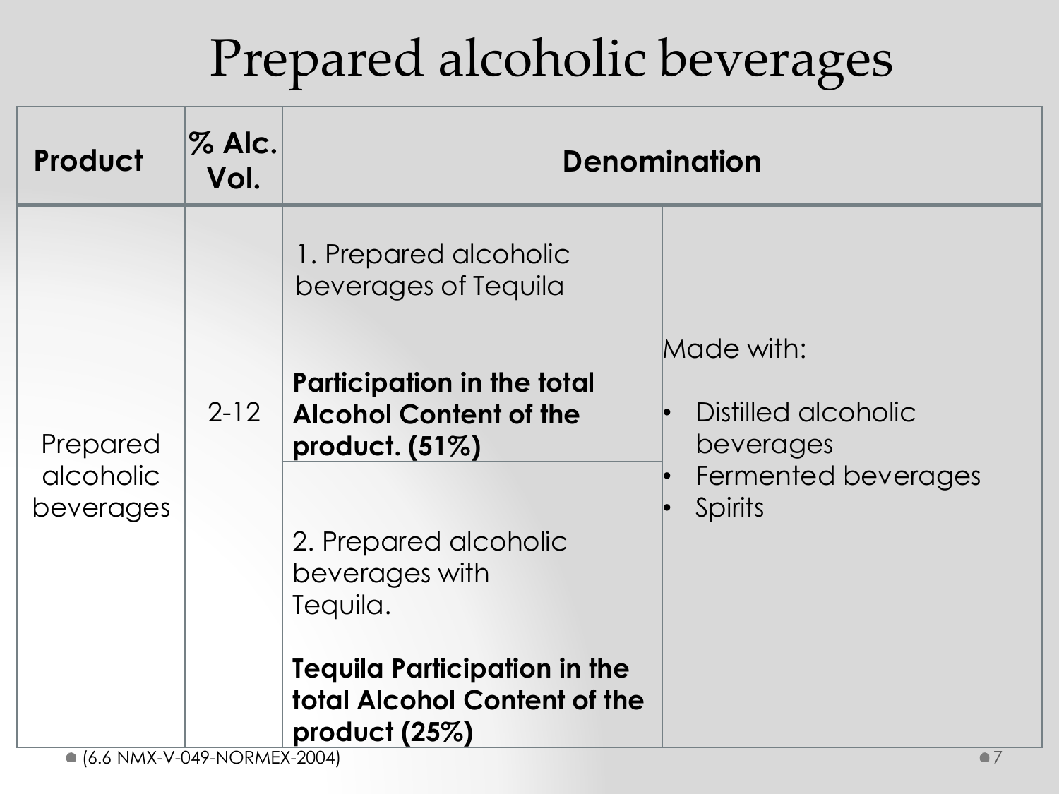# Prepared alcoholic beverages

| Product | % Alc. Vol. | Denomination | |
|---|---|---|---|
| Prepared alcoholic beverages | 2-12 | 1. Prepared alcoholic beverages of Tequila<br><br>**Participation in the total Alcohol Content of the product. (51%)** | Made with:<br>• Distilled alcoholic beverages<br>• Fermented beverages<br>• Spirits |
| | | 2. Prepared alcoholic beverages with Tequila.<br><br>**Tequila Participation in the total Alcohol Content of the product (25%)** | |

- (6.6 NMX-V-049-NORMEX-2004)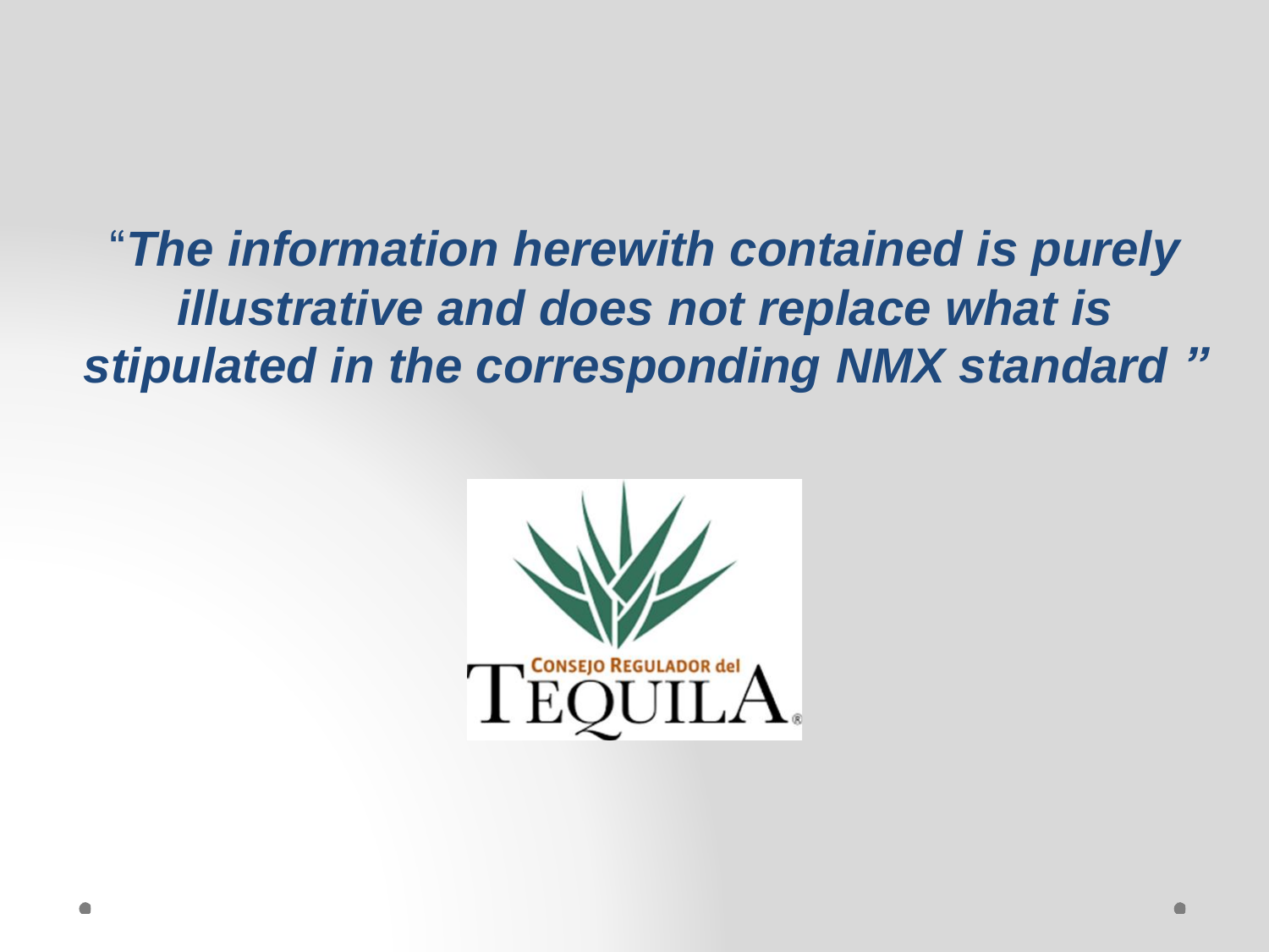*"The information herewith contained is purely illustrative and does not replace what is stipulated in the corresponding NMX standard"*

CONSEJO REGULADOR del TEQUILA®